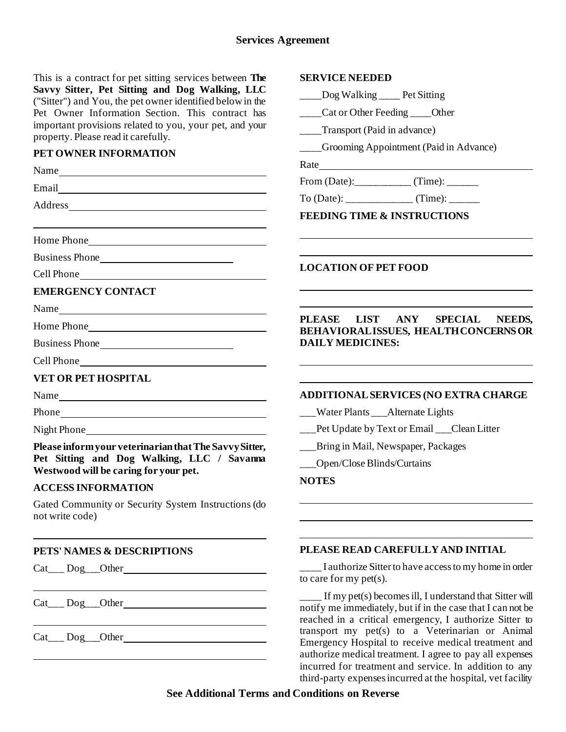# Services Agreement

This is a contract for pet sitting services between **The Savvy Sitter, Pet Sitting and Dog Walking, LLC** ("Sitter") and You, the pet owner identified below in the Pet Owner Information Section. This contract has important provisions related to you, your pet, and your property. Please read it carefully.

## PET OWNER INFORMATION

Name ______________________________

Email ______________________________

Address ______________________________

______________________________

Home Phone ______________________________

Business Phone ______________________________

Cell Phone ______________________________

## EMERGENCY CONTACT

Name ______________________________

Home Phone ______________________________

Business Phone ______________________________

Cell Phone ______________________________

## VET OR PET HOSPITAL

Name ______________________________

Phone ______________________________

Night Phone ______________________________

**Please inform your veterinarian that The Savvy Sitter, Pet Sitting and Dog Walking, LLC / Savanna Westwood will be caring for your pet.**

## ACCESS INFORMATION

Gated Community or Security System Instructions (do not write code)

______________________________

## PETS' NAMES & DESCRIPTIONS

Cat___ Dog___Other ______________________________

______________________________

Cat___ Dog___Other ______________________________

______________________________

Cat___ Dog___Other ______________________________

______________________________

## SERVICE NEEDED

____Dog Walking ____ Pet Sitting

____Cat or Other Feeding ____Other

____Transport (Paid in advance)

____Grooming Appointment (Paid in Advance)

Rate ______________________________

From (Date):___________ (Time): ______

To (Date): _____________ (Time): ______

## FEEDING TIME & INSTRUCTIONS

______________________________

______________________________

## LOCATION OF PET FOOD

______________________________

______________________________

## PLEASE LIST ANY SPECIAL NEEDS, BEHAVIORAL ISSUES, HEALTH CONCERNS OR DAILY MEDICINES:

______________________________

______________________________

## ADDITIONAL SERVICES (NO EXTRA CHARGE

___Water Plants ___Alternate Lights

___Pet Update by Text or Email ___Clean Litter

___Bring in Mail, Newspaper, Packages

___Open/Close Blinds/Curtains

## NOTES

______________________________

______________________________

______________________________

## PLEASE READ CAREFULLY AND INITIAL

____ I authorize Sitter to have access to my home in order to care for my pet(s).

____ If my pet(s) becomes ill, I understand that Sitter will notify me immediately, but if in the case that I can not be reached in a critical emergency, I authorize Sitter to transport my pet(s) to a Veterinarian or Animal Emergency Hospital to receive medical treatment and authorize medical treatment. I agree to pay all expenses incurred for treatment and service. In addition to any third-party expenses incurred at the hospital, vet facility

**See Additional Terms and Conditions on Reverse**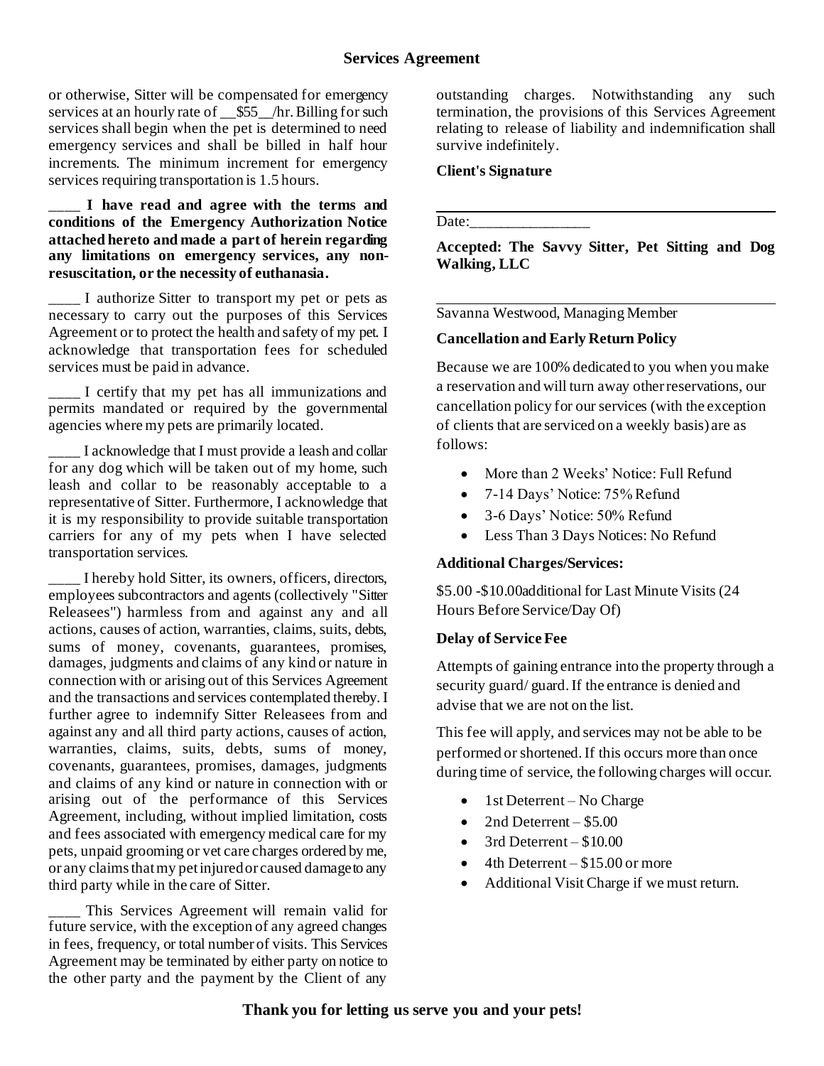or otherwise, Sitter will be compensated for emergency services at an hourly rate of __$55__/hr. Billing for such services shall begin when the pet is determined to need emergency services and shall be billed in half hour increments. The minimum increment for emergency services requiring transportation is 1.5 hours.

**____ I have read and agree with the terms and conditions of the Emergency Authorization Notice attached hereto and made a part of herein regarding any limitations on emergency services, any non-resuscitation, or the necessity of euthanasia.**

____ I authorize Sitter to transport my pet or pets as necessary to carry out the purposes of this Services Agreement or to protect the health and safety of my pet. I acknowledge that transportation fees for scheduled services must be paid in advance.

____ I certify that my pet has all immunizations and permits mandated or required by the governmental agencies where my pets are primarily located.

____ I acknowledge that I must provide a leash and collar for any dog which will be taken out of my home, such leash and collar to be reasonably acceptable to a representative of Sitter. Furthermore, I acknowledge that it is my responsibility to provide suitable transportation carriers for any of my pets when I have selected transportation services.

____ I hereby hold Sitter, its owners, officers, directors, employees subcontractors and agents (collectively "Sitter Releasees") harmless from and against any and all actions, causes of action, warranties, claims, suits, debts, sums of money, covenants, guarantees, promises, damages, judgments and claims of any kind or nature in connection with or arising out of this Services Agreement and the transactions and services contemplated thereby. I further agree to indemnify Sitter Releasees from and against any and all third party actions, causes of action, warranties, claims, suits, debts, sums of money, covenants, guarantees, promises, damages, judgments and claims of any kind or nature in connection with or arising out of the performance of this Services Agreement, including, without implied limitation, costs and fees associated with emergency medical care for my pets, unpaid grooming or vet care charges ordered by me, or any claims that my pet injured or caused damage to any third party while in the care of Sitter.

____ This Services Agreement will remain valid for future service, with the exception of any agreed changes in fees, frequency, or total number of visits. This Services Agreement may be terminated by either party on notice to the other party and the payment by the Client of any outstanding charges. Notwithstanding any such termination, the provisions of this Services Agreement relating to release of liability and indemnification shall survive indefinitely.

**Client's Signature**

______________________________

Date:________________

**Accepted: The Savvy Sitter, Pet Sitting and Dog Walking, LLC**

______________________________

Savanna Westwood, Managing Member

**Cancellation and Early Return Policy**

Because we are 100% dedicated to you when you make a reservation and will turn away other reservations, our cancellation policy for our services (with the exception of clients that are serviced on a weekly basis) are as follows:

- More than 2 Weeks' Notice: Full Refund
- 7-14 Days' Notice: 75% Refund
- 3-6 Days' Notice: 50% Refund
- Less Than 3 Days Notices: No Refund

**Additional Charges/Services:**

$5.00 -$10.00additional for Last Minute Visits (24 Hours Before Service/Day Of)

**Delay of Service Fee**

Attempts of gaining entrance into the property through a security guard/ guard. If the entrance is denied and advise that we are not on the list.

This fee will apply, and services may not be able to be performed or shortened. If this occurs more than once during time of service, the following charges will occur.

- 1st Deterrent – No Charge
- 2nd Deterrent – $5.00
- 3rd Deterrent – $10.00
- 4th Deterrent – $15.00 or more
- Additional Visit Charge if we must return.

**Thank you for letting us serve you and your pets!**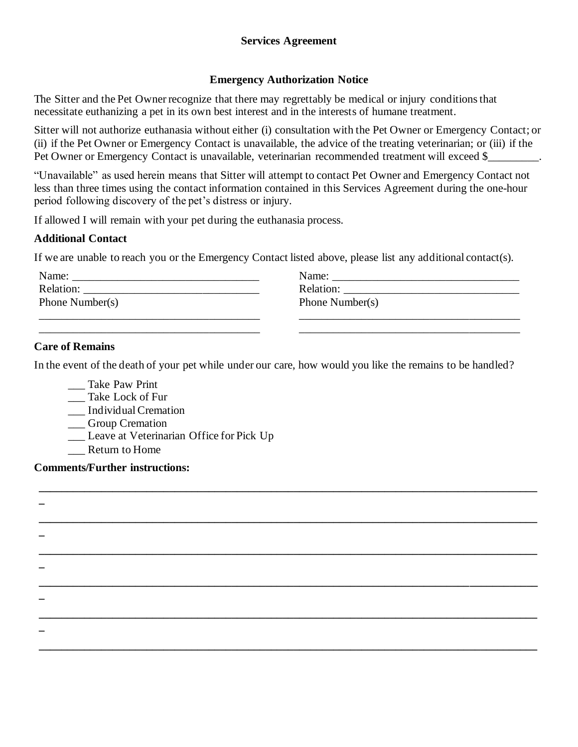**Services Agreement**

**Emergency Authorization Notice**

The Sitter and the Pet Owner recognize that there may regrettably be medical or injury conditions that necessitate euthanizing a pet in its own best interest and in the interests of humane treatment.

Sitter will not authorize euthanasia without either (i) consultation with the Pet Owner or Emergency Contact; or (ii) if the Pet Owner or Emergency Contact is unavailable, the advice of the treating veterinarian; or (iii) if the Pet Owner or Emergency Contact is unavailable, veterinarian recommended treatment will exceed $_________.

"Unavailable" as used herein means that Sitter will attempt to contact Pet Owner and Emergency Contact not less than three times using the contact information contained in this Services Agreement during the one-hour period following discovery of the pet's distress or injury.

If allowed I will remain with your pet during the euthanasia process.

**Additional Contact**

If we are unable to reach you or the Emergency Contact listed above, please list any additional contact(s).

Name: _________________________________
Relation: _______________________________
Phone Number(s)
________________________________________
________________________________________

Name: _________________________________
Relation: _______________________________
Phone Number(s)
________________________________________
________________________________________

**Care of Remains**

In the event of the death of your pet while under our care, how would you like the remains to be handled?

___ Take Paw Print
___ Take Lock of Fur
___ Individual Cremation
___ Group Cremation
___ Leave at Veterinarian Office for Pick Up
___ Return to Home

**Comments/Further instructions:**

________________________________________________________________________________
_
________________________________________________________________________________
_
________________________________________________________________________________
_
________________________________________________________________________________
_
________________________________________________________________________________
_
________________________________________________________________________________